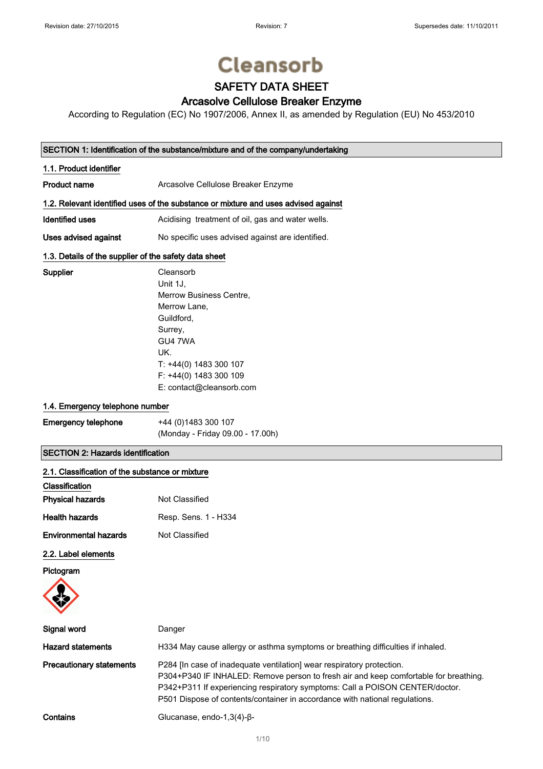Revision date: 27/10/2015 Revision: 7 Supersedes date: 11/10/2011

# Cleansorb

## SAFETY DATA SHEET

## Arcasolve Cellulose Breaker Enzyme

According to Regulation (EC) No 1907/2006, Annex II, as amended by Regulation (EU) No 453/2010

### SECTION 1: Identification of the substance/mixture and of the company/undertaking

#### 1.1. Product identifier

**Product name** Arcasolve Cellulose Breaker Enzyme

#### 1.2. Relevant identified uses of the substance or mixture and uses advised against

**Identified uses** Acidising treatment of oil, gas and water wells.

**Uses advised against** No specific uses advised against are identified.

#### 1.3. Details of the supplier of the safety data sheet

**Supplier**

Cleansorb
Unit 1J,
Merrow Business Centre,
Merrow Lane,
Guildford,
Surrey,
GU4 7WA
UK.
T: +44(0) 1483 300 107
F: +44(0) 1483 300 109
E: contact@cleansorb.com

#### 1.4. Emergency telephone number

**Emergency telephone** +44 (0)1483 300 107
(Monday - Friday 09.00 - 17.00h)

### SECTION 2: Hazards identification

#### 2.1. Classification of the substance or mixture

**Classification**

**Physical hazards** Not Classified

**Health hazards** Resp. Sens. 1 - H334

**Environmental hazards** Not Classified

#### 2.2. Label elements

**Pictogram**

**Signal word** Danger

**Hazard statements** H334 May cause allergy or asthma symptoms or breathing difficulties if inhaled.

**Precautionary statements**

P284 [In case of inadequate ventilation] wear respiratory protection.
P304+P340 IF INHALED: Remove person to fresh air and keep comfortable for breathing.
P342+P311 If experiencing respiratory symptoms: Call a POISON CENTER/doctor.
P501 Dispose of contents/container in accordance with national regulations.

**Contains** Glucanase, endo-1,3(4)-β-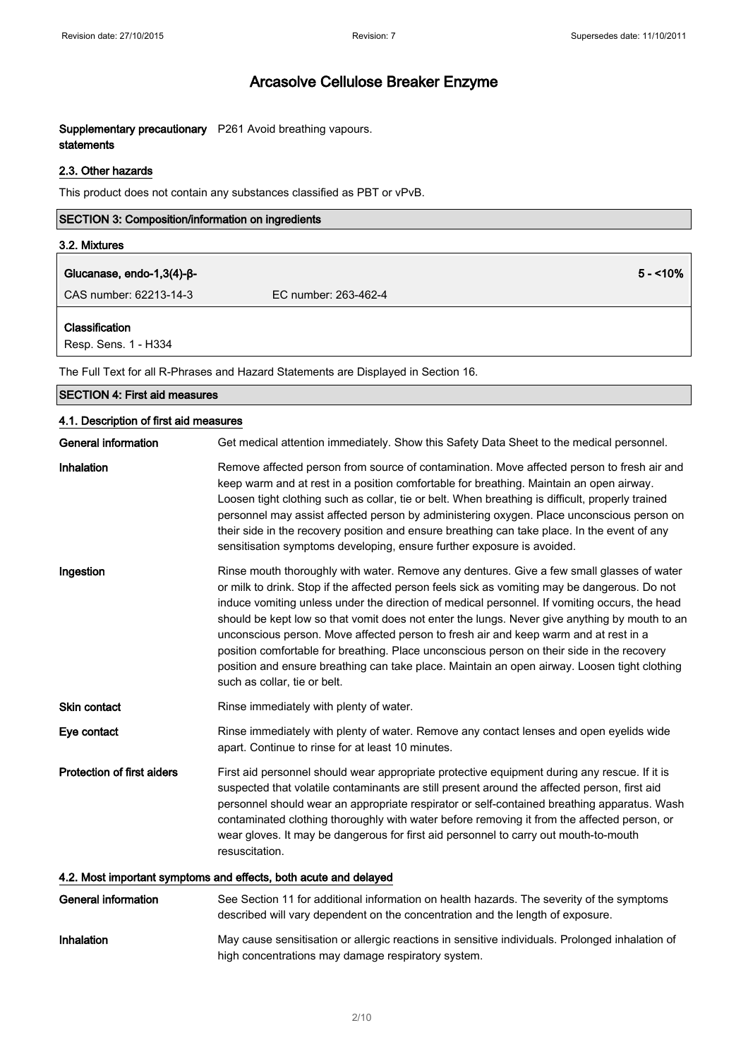**Supplementary precautionary statements** P261 Avoid breathing vapours.

### 2.3. Other hazards

This product does not contain any substances classified as PBT or vPvB.

## SECTION 3: Composition/information on ingredients

### 3.2. Mixtures

**Glucanase, endo-1,3(4)-β-** 5 - <10%

CAS number: 62213-14-3 EC number: 263-462-4

**Classification**

Resp. Sens. 1 - H334

The Full Text for all R-Phrases and Hazard Statements are Displayed in Section 16.

## SECTION 4: First aid measures

### 4.1. Description of first aid measures

**General information** Get medical attention immediately. Show this Safety Data Sheet to the medical personnel.

**Inhalation** Remove affected person from source of contamination. Move affected person to fresh air and keep warm and at rest in a position comfortable for breathing. Maintain an open airway. Loosen tight clothing such as collar, tie or belt. When breathing is difficult, properly trained personnel may assist affected person by administering oxygen. Place unconscious person on their side in the recovery position and ensure breathing can take place. In the event of any sensitisation symptoms developing, ensure further exposure is avoided.

**Ingestion** Rinse mouth thoroughly with water. Remove any dentures. Give a few small glasses of water or milk to drink. Stop if the affected person feels sick as vomiting may be dangerous. Do not induce vomiting unless under the direction of medical personnel. If vomiting occurs, the head should be kept low so that vomit does not enter the lungs. Never give anything by mouth to an unconscious person. Move affected person to fresh air and keep warm and at rest in a position comfortable for breathing. Place unconscious person on their side in the recovery position and ensure breathing can take place. Maintain an open airway. Loosen tight clothing such as collar, tie or belt.

**Skin contact** Rinse immediately with plenty of water.

**Eye contact** Rinse immediately with plenty of water. Remove any contact lenses and open eyelids wide apart. Continue to rinse for at least 10 minutes.

**Protection of first aiders** First aid personnel should wear appropriate protective equipment during any rescue. If it is suspected that volatile contaminants are still present around the affected person, first aid personnel should wear an appropriate respirator or self-contained breathing apparatus. Wash contaminated clothing thoroughly with water before removing it from the affected person, or wear gloves. It may be dangerous for first aid personnel to carry out mouth-to-mouth resuscitation.

### 4.2. Most important symptoms and effects, both acute and delayed

**General information** See Section 11 for additional information on health hazards. The severity of the symptoms described will vary dependent on the concentration and the length of exposure.

**Inhalation** May cause sensitisation or allergic reactions in sensitive individuals. Prolonged inhalation of high concentrations may damage respiratory system.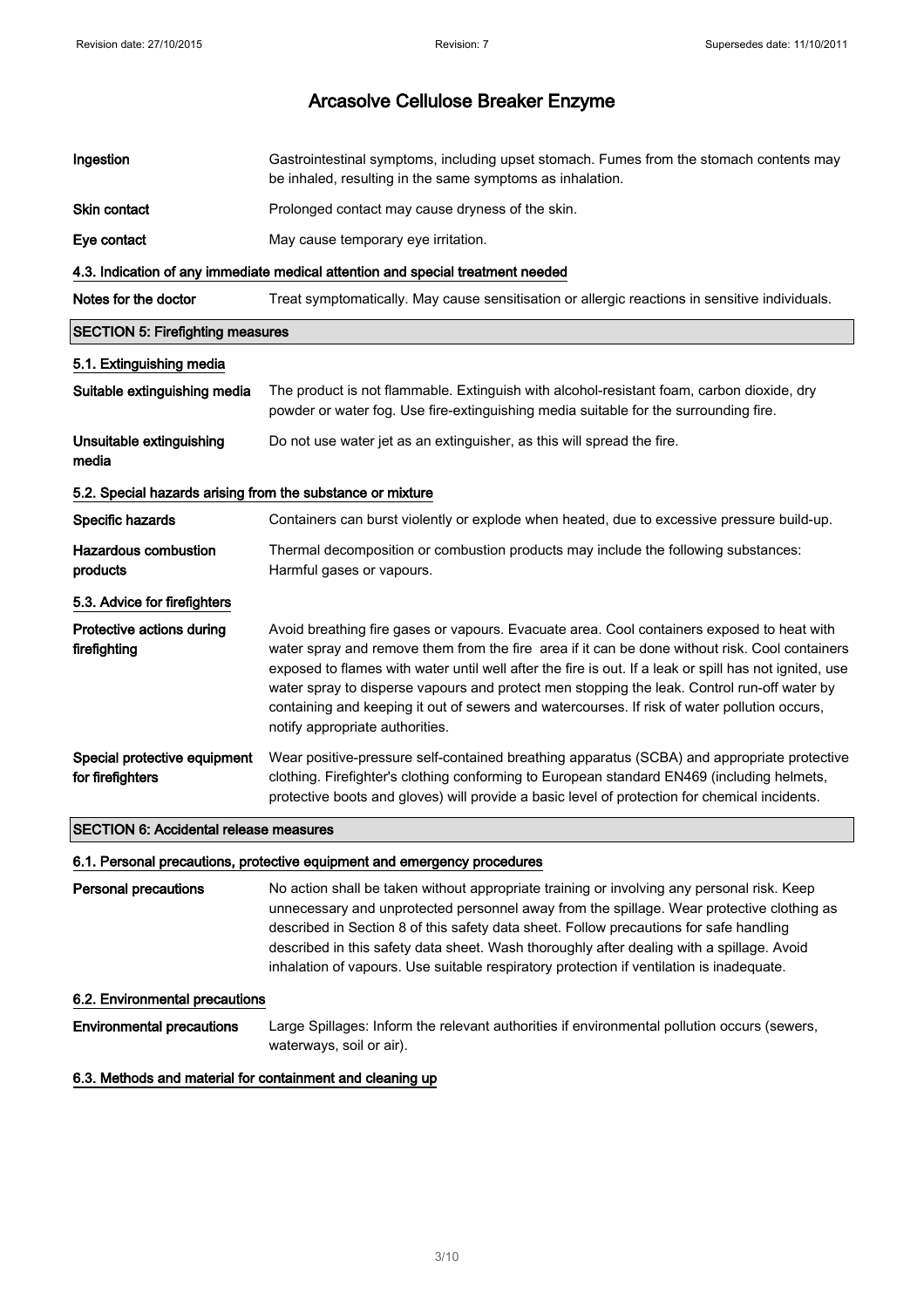| | |
|---|---|
| **Ingestion** | Gastrointestinal symptoms, including upset stomach. Fumes from the stomach contents may be inhaled, resulting in the same symptoms as inhalation. |
| **Skin contact** | Prolonged contact may cause dryness of the skin. |
| **Eye contact** | May cause temporary eye irritation. |

### 4.3. Indication of any immediate medical attention and special treatment needed

| | |
|---|---|
| **Notes for the doctor** | Treat symptomatically. May cause sensitisation or allergic reactions in sensitive individuals. |

## SECTION 5: Firefighting measures

### 5.1. Extinguishing media

| | |
|---|---|
| **Suitable extinguishing media** | The product is not flammable. Extinguish with alcohol-resistant foam, carbon dioxide, dry powder or water fog. Use fire-extinguishing media suitable for the surrounding fire. |
| **Unsuitable extinguishing media** | Do not use water jet as an extinguisher, as this will spread the fire. |

### 5.2. Special hazards arising from the substance or mixture

| | |
|---|---|
| **Specific hazards** | Containers can burst violently or explode when heated, due to excessive pressure build-up. |
| **Hazardous combustion products** | Thermal decomposition or combustion products may include the following substances: Harmful gases or vapours. |

### 5.3. Advice for firefighters

| | |
|---|---|
| **Protective actions during firefighting** | Avoid breathing fire gases or vapours. Evacuate area. Cool containers exposed to heat with water spray and remove them from the fire area if it can be done without risk. Cool containers exposed to flames with water until well after the fire is out. If a leak or spill has not ignited, use water spray to disperse vapours and protect men stopping the leak. Control run-off water by containing and keeping it out of sewers and watercourses. If risk of water pollution occurs, notify appropriate authorities. |
| **Special protective equipment for firefighters** | Wear positive-pressure self-contained breathing apparatus (SCBA) and appropriate protective clothing. Firefighter's clothing conforming to European standard EN469 (including helmets, protective boots and gloves) will provide a basic level of protection for chemical incidents. |

## SECTION 6: Accidental release measures

### 6.1. Personal precautions, protective equipment and emergency procedures

| | |
|---|---|
| **Personal precautions** | No action shall be taken without appropriate training or involving any personal risk. Keep unnecessary and unprotected personnel away from the spillage. Wear protective clothing as described in Section 8 of this safety data sheet. Follow precautions for safe handling described in this safety data sheet. Wash thoroughly after dealing with a spillage. Avoid inhalation of vapours. Use suitable respiratory protection if ventilation is inadequate. |

### 6.2. Environmental precautions

| | |
|---|---|
| **Environmental precautions** | Large Spillages: Inform the relevant authorities if environmental pollution occurs (sewers, waterways, soil or air). |

### 6.3. Methods and material for containment and cleaning up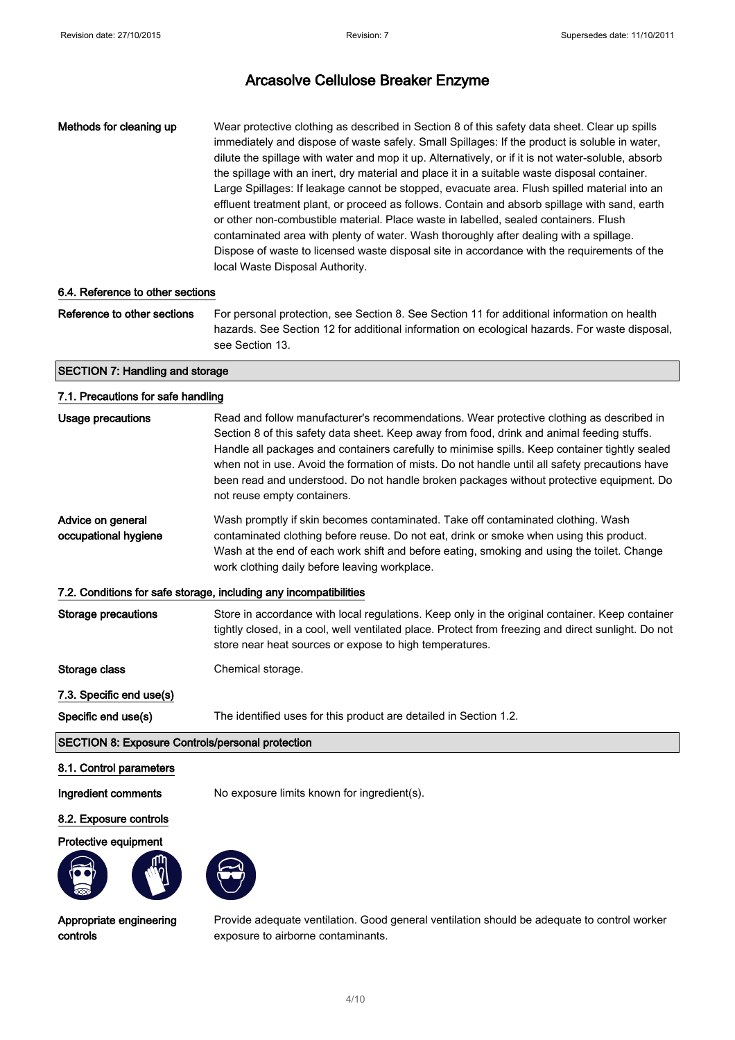# Arcasolve Cellulose Breaker Enzyme

**Methods for cleaning up**

Wear protective clothing as described in Section 8 of this safety data sheet. Clear up spills immediately and dispose of waste safely. Small Spillages: If the product is soluble in water, dilute the spillage with water and mop it up. Alternatively, or if it is not water-soluble, absorb the spillage with an inert, dry material and place it in a suitable waste disposal container. Large Spillages: If leakage cannot be stopped, evacuate area. Flush spilled material into an effluent treatment plant, or proceed as follows. Contain and absorb spillage with sand, earth or other non-combustible material. Place waste in labelled, sealed containers. Flush contaminated area with plenty of water. Wash thoroughly after dealing with a spillage. Dispose of waste to licensed waste disposal site in accordance with the requirements of the local Waste Disposal Authority.

### 6.4. Reference to other sections

**Reference to other sections**

For personal protection, see Section 8. See Section 11 for additional information on health hazards. See Section 12 for additional information on ecological hazards. For waste disposal, see Section 13.

## SECTION 7: Handling and storage

### 7.1. Precautions for safe handling

**Usage precautions**

Read and follow manufacturer's recommendations. Wear protective clothing as described in Section 8 of this safety data sheet. Keep away from food, drink and animal feeding stuffs. Handle all packages and containers carefully to minimise spills. Keep container tightly sealed when not in use. Avoid the formation of mists. Do not handle until all safety precautions have been read and understood. Do not handle broken packages without protective equipment. Do not reuse empty containers.

**Advice on general occupational hygiene**

Wash promptly if skin becomes contaminated. Take off contaminated clothing. Wash contaminated clothing before reuse. Do not eat, drink or smoke when using this product. Wash at the end of each work shift and before eating, smoking and using the toilet. Change work clothing daily before leaving workplace.

### 7.2. Conditions for safe storage, including any incompatibilities

**Storage precautions**

Store in accordance with local regulations. Keep only in the original container. Keep container tightly closed, in a cool, well ventilated place. Protect from freezing and direct sunlight. Do not store near heat sources or expose to high temperatures.

**Storage class**

Chemical storage.

### 7.3. Specific end use(s)

**Specific end use(s)**

The identified uses for this product are detailed in Section 1.2.

## SECTION 8: Exposure Controls/personal protection

### 8.1. Control parameters

**Ingredient comments**

No exposure limits known for ingredient(s).

### 8.2. Exposure controls

**Protective equipment**

**Appropriate engineering controls**

Provide adequate ventilation. Good general ventilation should be adequate to control worker exposure to airborne contaminants.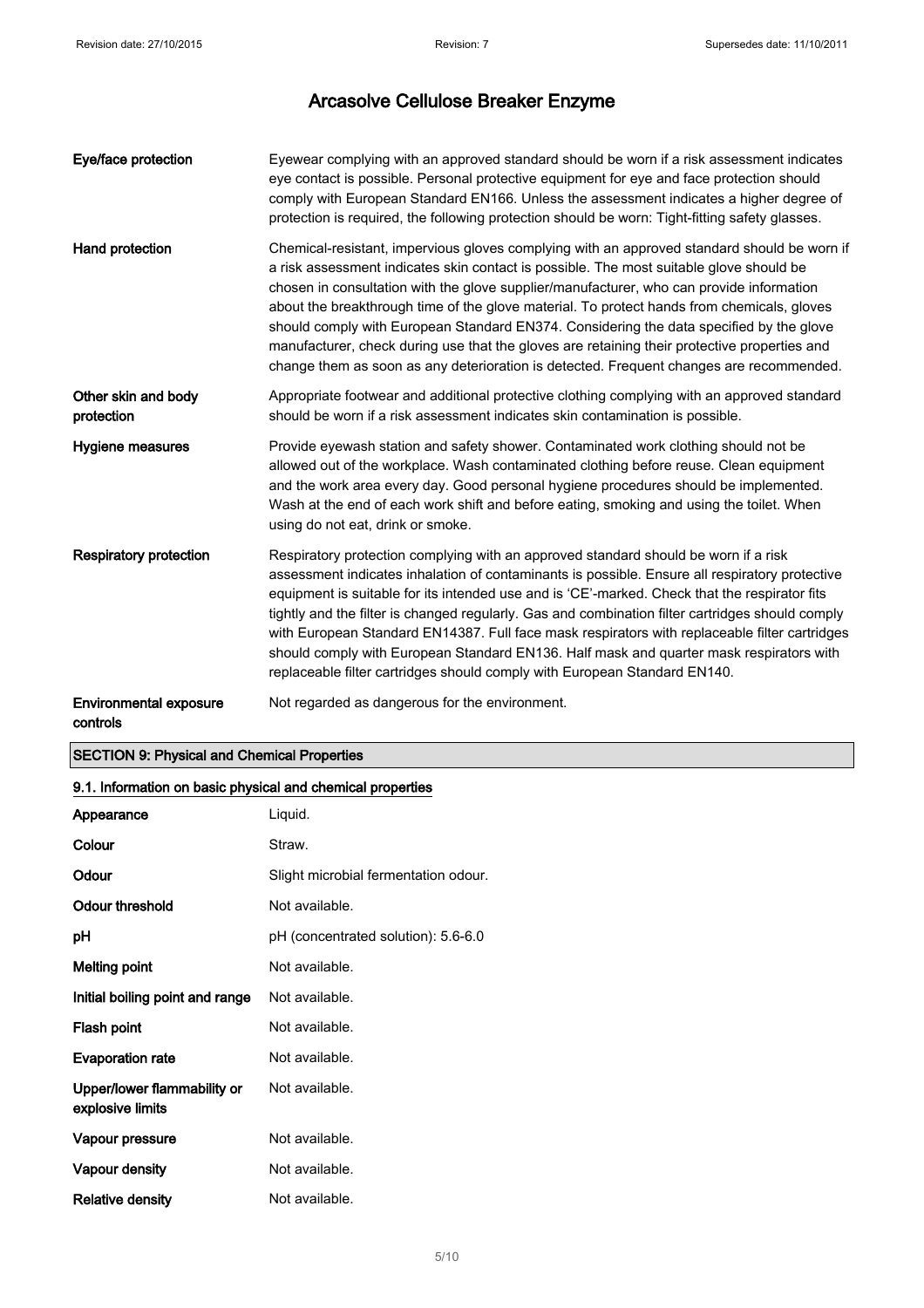| | |
|---|---|
| **Eye/face protection** | Eyewear complying with an approved standard should be worn if a risk assessment indicates eye contact is possible. Personal protective equipment for eye and face protection should comply with European Standard EN166. Unless the assessment indicates a higher degree of protection is required, the following protection should be worn: Tight-fitting safety glasses. |
| **Hand protection** | Chemical-resistant, impervious gloves complying with an approved standard should be worn if a risk assessment indicates skin contact is possible. The most suitable glove should be chosen in consultation with the glove supplier/manufacturer, who can provide information about the breakthrough time of the glove material. To protect hands from chemicals, gloves should comply with European Standard EN374. Considering the data specified by the glove manufacturer, check during use that the gloves are retaining their protective properties and change them as soon as any deterioration is detected. Frequent changes are recommended. |
| **Other skin and body protection** | Appropriate footwear and additional protective clothing complying with an approved standard should be worn if a risk assessment indicates skin contamination is possible. |
| **Hygiene measures** | Provide eyewash station and safety shower. Contaminated work clothing should not be allowed out of the workplace. Wash contaminated clothing before reuse. Clean equipment and the work area every day. Good personal hygiene procedures should be implemented. Wash at the end of each work shift and before eating, smoking and using the toilet. When using do not eat, drink or smoke. |
| **Respiratory protection** | Respiratory protection complying with an approved standard should be worn if a risk assessment indicates inhalation of contaminants is possible. Ensure all respiratory protective equipment is suitable for its intended use and is 'CE'-marked. Check that the respirator fits tightly and the filter is changed regularly. Gas and combination filter cartridges should comply with European Standard EN14387. Full face mask respirators with replaceable filter cartridges should comply with European Standard EN136. Half mask and quarter mask respirators with replaceable filter cartridges should comply with European Standard EN140. |
| **Environmental exposure controls** | Not regarded as dangerous for the environment. |

## SECTION 9: Physical and Chemical Properties

### 9.1. Information on basic physical and chemical properties

| | |
|---|---|
| **Appearance** | Liquid. |
| **Colour** | Straw. |
| **Odour** | Slight microbial fermentation odour. |
| **Odour threshold** | Not available. |
| **pH** | pH (concentrated solution): 5.6-6.0 |
| **Melting point** | Not available. |
| **Initial boiling point and range** | Not available. |
| **Flash point** | Not available. |
| **Evaporation rate** | Not available. |
| **Upper/lower flammability or explosive limits** | Not available. |
| **Vapour pressure** | Not available. |
| **Vapour density** | Not available. |
| **Relative density** | Not available. |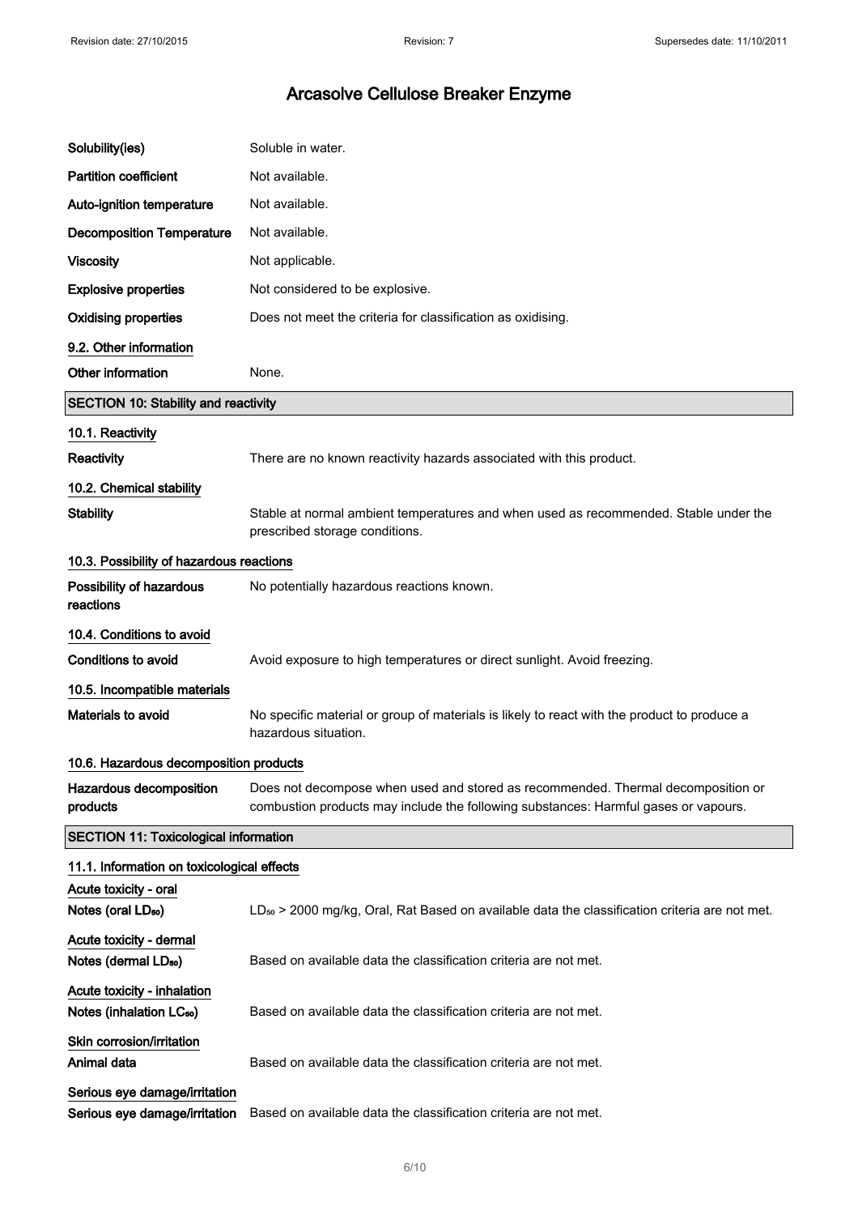# Arcasolve Cellulose Breaker Enzyme

| | |
|---|---|
| **Solubility(ies)** | Soluble in water. |
| **Partition coefficient** | Not available. |
| **Auto-ignition temperature** | Not available. |
| **Decomposition Temperature** | Not available. |
| **Viscosity** | Not applicable. |
| **Explosive properties** | Not considered to be explosive. |
| **Oxidising properties** | Does not meet the criteria for classification as oxidising. |

### 9.2. Other information

| | |
|---|---|
| **Other information** | None. |

## SECTION 10: Stability and reactivity

### 10.1. Reactivity

| | |
|---|---|
| **Reactivity** | There are no known reactivity hazards associated with this product. |

### 10.2. Chemical stability

| | |
|---|---|
| **Stability** | Stable at normal ambient temperatures and when used as recommended. Stable under the prescribed storage conditions. |

### 10.3. Possibility of hazardous reactions

| | |
|---|---|
| **Possibility of hazardous reactions** | No potentially hazardous reactions known. |

### 10.4. Conditions to avoid

| | |
|---|---|
| **Conditions to avoid** | Avoid exposure to high temperatures or direct sunlight. Avoid freezing. |

### 10.5. Incompatible materials

| | |
|---|---|
| **Materials to avoid** | No specific material or group of materials is likely to react with the product to produce a hazardous situation. |

### 10.6. Hazardous decomposition products

| | |
|---|---|
| **Hazardous decomposition products** | Does not decompose when used and stored as recommended. Thermal decomposition or combustion products may include the following substances: Harmful gases or vapours. |

## SECTION 11: Toxicological information

### 11.1. Information on toxicological effects

**Acute toxicity - oral**

| | |
|---|---|
| **Notes (oral $LD_{50}$)** | $LD_{50}$ > 2000 mg/kg, Oral, Rat Based on available data the classification criteria are not met. |

**Acute toxicity - dermal**

| | |
|---|---|
| **Notes (dermal $LD_{50}$)** | Based on available data the classification criteria are not met. |

**Acute toxicity - inhalation**

| | |
|---|---|
| **Notes (inhalation $LC_{50}$)** | Based on available data the classification criteria are not met. |

**Skin corrosion/irritation**

| | |
|---|---|
| **Animal data** | Based on available data the classification criteria are not met. |

**Serious eye damage/irritation**

| | |
|---|---|
| **Serious eye damage/irritation** | Based on available data the classification criteria are not met. |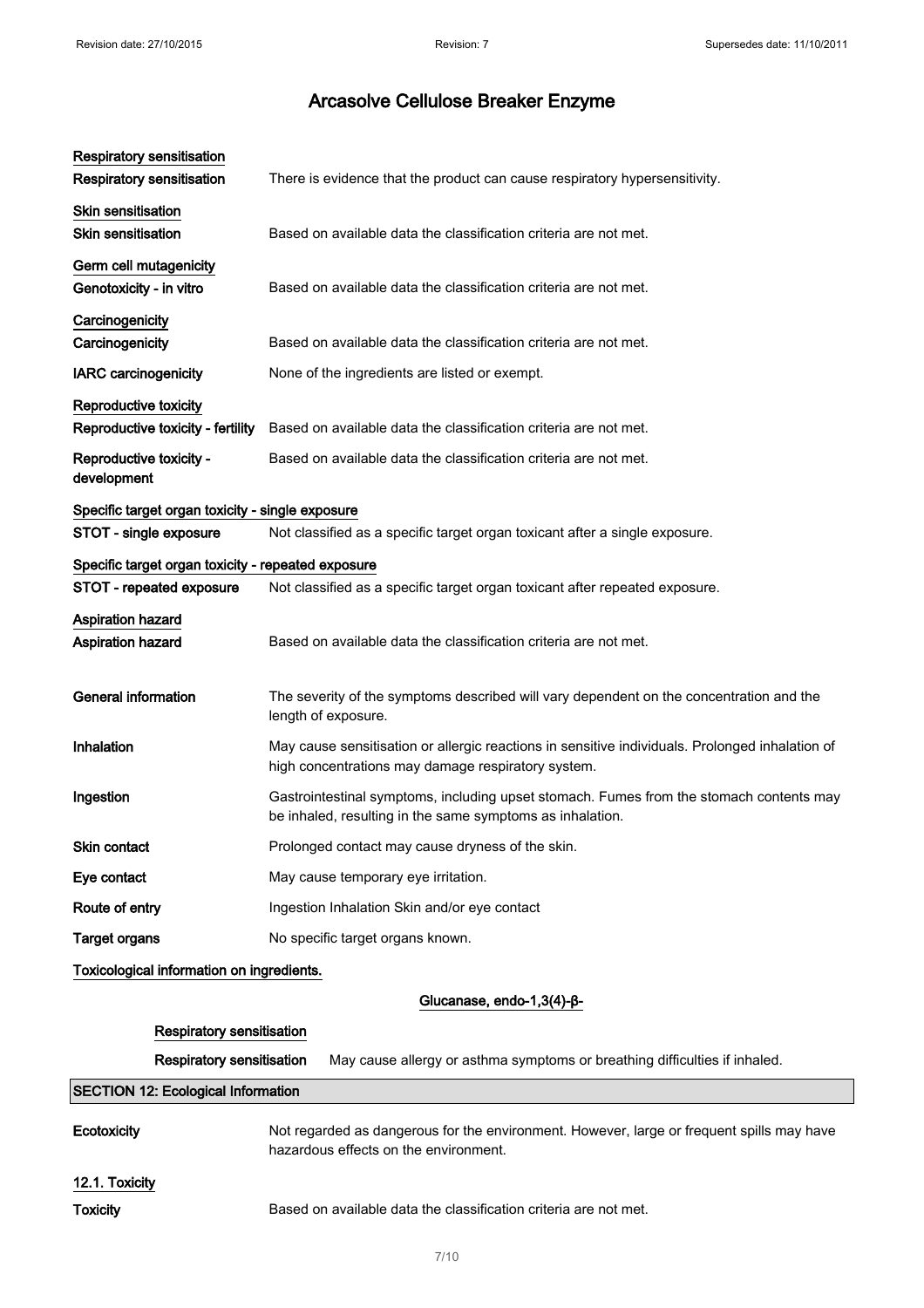**Respiratory sensitisation**

| | |
|---|---|
| **Respiratory sensitisation** | There is evidence that the product can cause respiratory hypersensitivity. |

**Skin sensitisation**

| | |
|---|---|
| **Skin sensitisation** | Based on available data the classification criteria are not met. |

**Germ cell mutagenicity**

| | |
|---|---|
| **Genotoxicity - in vitro** | Based on available data the classification criteria are not met. |

**Carcinogenicity**

| | |
|---|---|
| **Carcinogenicity** | Based on available data the classification criteria are not met. |
| **IARC carcinogenicity** | None of the ingredients are listed or exempt. |

**Reproductive toxicity**

| | |
|---|---|
| **Reproductive toxicity - fertility** | Based on available data the classification criteria are not met. |
| **Reproductive toxicity - development** | Based on available data the classification criteria are not met. |

**Specific target organ toxicity - single exposure**

| | |
|---|---|
| **STOT - single exposure** | Not classified as a specific target organ toxicant after a single exposure. |

**Specific target organ toxicity - repeated exposure**

| | |
|---|---|
| **STOT - repeated exposure** | Not classified as a specific target organ toxicant after repeated exposure. |

**Aspiration hazard**

| | |
|---|---|
| **Aspiration hazard** | Based on available data the classification criteria are not met. |

| | |
|---|---|
| **General information** | The severity of the symptoms described will vary dependent on the concentration and the length of exposure. |
| **Inhalation** | May cause sensitisation or allergic reactions in sensitive individuals. Prolonged inhalation of high concentrations may damage respiratory system. |
| **Ingestion** | Gastrointestinal symptoms, including upset stomach. Fumes from the stomach contents may be inhaled, resulting in the same symptoms as inhalation. |
| **Skin contact** | Prolonged contact may cause dryness of the skin. |
| **Eye contact** | May cause temporary eye irritation. |
| **Route of entry** | Ingestion Inhalation Skin and/or eye contact |
| **Target organs** | No specific target organs known. |

**Toxicological information on ingredients.**

**Glucanase, endo-1,3(4)-β-**

**Respiratory sensitisation**

| | |
|---|---|
| **Respiratory sensitisation** | May cause allergy or asthma symptoms or breathing difficulties if inhaled. |

## SECTION 12: Ecological Information

| | |
|---|---|
| **Ecotoxicity** | Not regarded as dangerous for the environment. However, large or frequent spills may have hazardous effects on the environment. |

**12.1. Toxicity**

| | |
|---|---|
| **Toxicity** | Based on available data the classification criteria are not met. |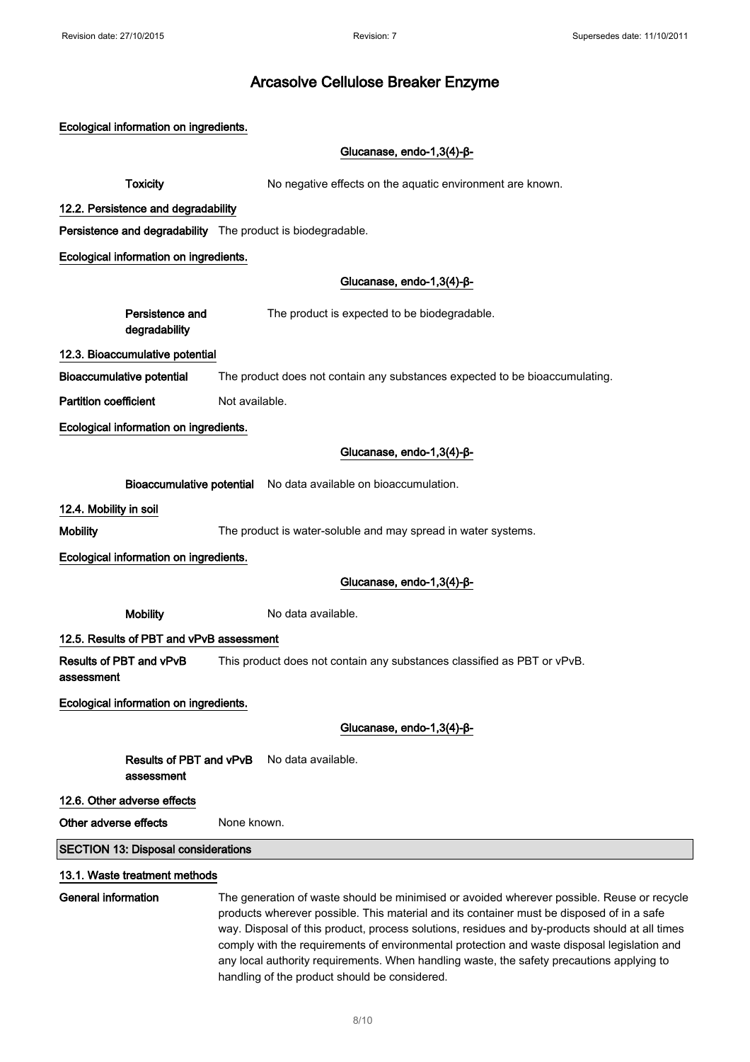# Arcasolve Cellulose Breaker Enzyme

**Ecological information on ingredients.**

**Glucanase, endo-1,3(4)-β-**

**Toxicity** No negative effects on the aquatic environment are known.

### 12.2. Persistence and degradability

**Persistence and degradability** The product is biodegradable.

**Ecological information on ingredients.**

**Glucanase, endo-1,3(4)-β-**

**Persistence and degradability** The product is expected to be biodegradable.

### 12.3. Bioaccumulative potential

**Bioaccumulative potential** The product does not contain any substances expected to be bioaccumulating.

**Partition coefficient** Not available.

**Ecological information on ingredients.**

**Glucanase, endo-1,3(4)-β-**

**Bioaccumulative potential** No data available on bioaccumulation.

### 12.4. Mobility in soil

**Mobility** The product is water-soluble and may spread in water systems.

**Ecological information on ingredients.**

**Glucanase, endo-1,3(4)-β-**

**Mobility** No data available.

### 12.5. Results of PBT and vPvB assessment

**Results of PBT and vPvB assessment** This product does not contain any substances classified as PBT or vPvB.

**Ecological information on ingredients.**

**Glucanase, endo-1,3(4)-β-**

**Results of PBT and vPvB assessment** No data available.

### 12.6. Other adverse effects

**Other adverse effects** None known.

## SECTION 13: Disposal considerations

### 13.1. Waste treatment methods

**General information** The generation of waste should be minimised or avoided wherever possible. Reuse or recycle products wherever possible. This material and its container must be disposed of in a safe way. Disposal of this product, process solutions, residues and by-products should at all times comply with the requirements of environmental protection and waste disposal legislation and any local authority requirements. When handling waste, the safety precautions applying to handling of the product should be considered.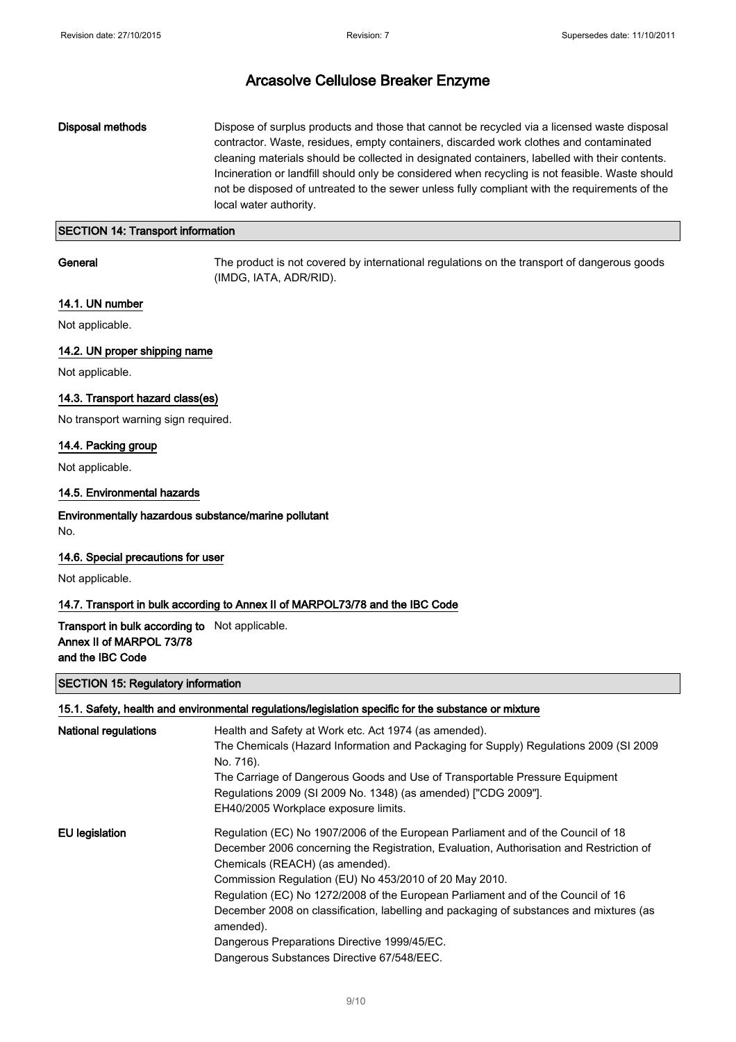# Arcasolve Cellulose Breaker Enzyme

**Disposal methods** Dispose of surplus products and those that cannot be recycled via a licensed waste disposal contractor. Waste, residues, empty containers, discarded work clothes and contaminated cleaning materials should be collected in designated containers, labelled with their contents. Incineration or landfill should only be considered when recycling is not feasible. Waste should not be disposed of untreated to the sewer unless fully compliant with the requirements of the local water authority.

## SECTION 14: Transport information

**General** The product is not covered by international regulations on the transport of dangerous goods (IMDG, IATA, ADR/RID).

### 14.1. UN number

Not applicable.

### 14.2. UN proper shipping name

Not applicable.

### 14.3. Transport hazard class(es)

No transport warning sign required.

### 14.4. Packing group

Not applicable.

### 14.5. Environmental hazards

**Environmentally hazardous substance/marine pollutant**
No.

### 14.6. Special precautions for user

Not applicable.

### 14.7. Transport in bulk according to Annex II of MARPOL73/78 and the IBC Code

**Transport in bulk according to Annex II of MARPOL 73/78 and the IBC Code** Not applicable.

## SECTION 15: Regulatory information

### 15.1. Safety, health and environmental regulations/legislation specific for the substance or mixture

**National regulations**

Health and Safety at Work etc. Act 1974 (as amended).
The Chemicals (Hazard Information and Packaging for Supply) Regulations 2009 (SI 2009 No. 716).
The Carriage of Dangerous Goods and Use of Transportable Pressure Equipment Regulations 2009 (SI 2009 No. 1348) (as amended) ["CDG 2009"].
EH40/2005 Workplace exposure limits.

**EU legislation**

Regulation (EC) No 1907/2006 of the European Parliament and of the Council of 18 December 2006 concerning the Registration, Evaluation, Authorisation and Restriction of Chemicals (REACH) (as amended).
Commission Regulation (EU) No 453/2010 of 20 May 2010.
Regulation (EC) No 1272/2008 of the European Parliament and of the Council of 16 December 2008 on classification, labelling and packaging of substances and mixtures (as amended).
Dangerous Preparations Directive 1999/45/EC.
Dangerous Substances Directive 67/548/EEC.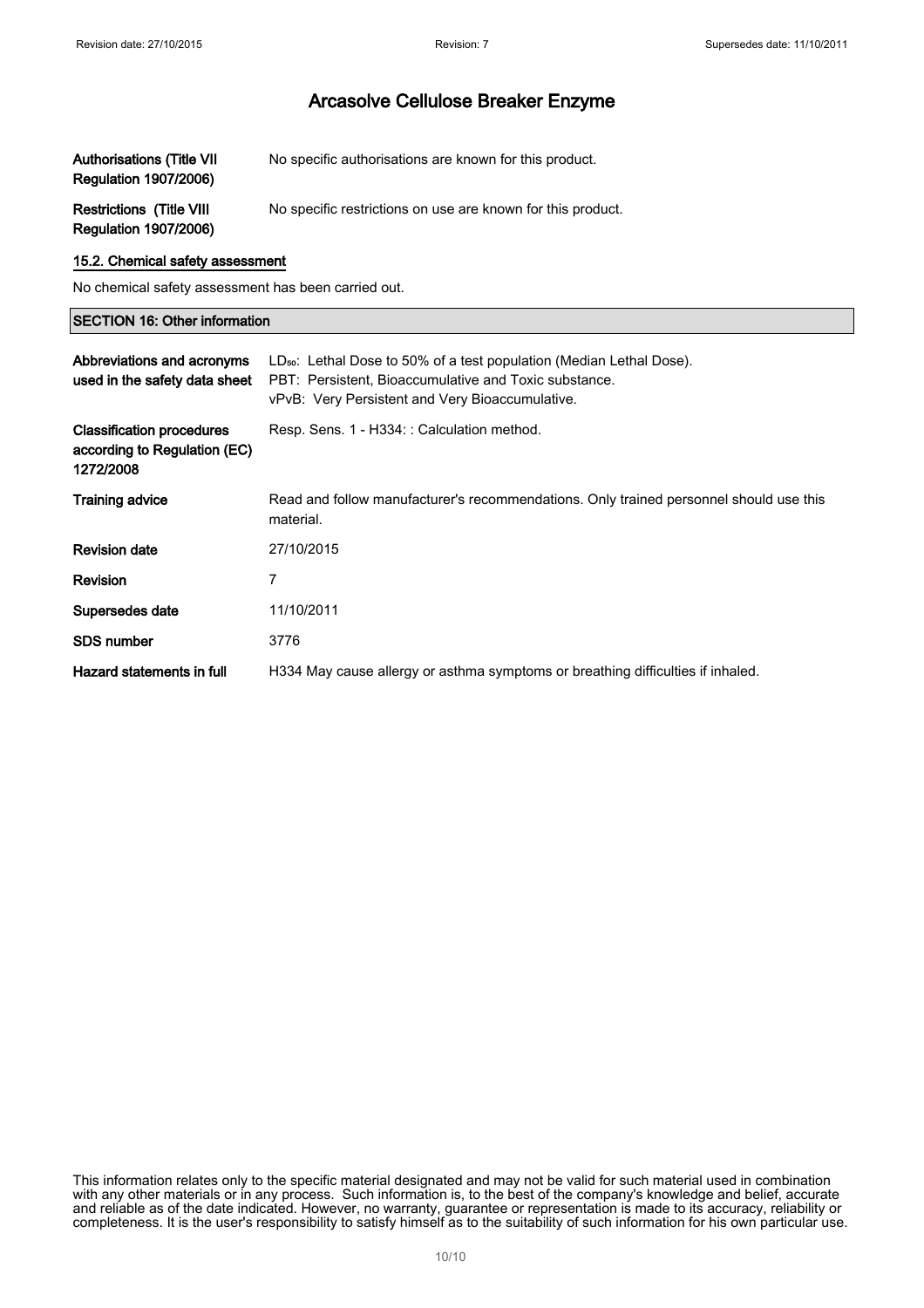# Arcasolve Cellulose Breaker Enzyme

| | |
|---|---|
| **Authorisations (Title VII Regulation 1907/2006)** | No specific authorisations are known for this product. |
| **Restrictions (Title VIII Regulation 1907/2006)** | No specific restrictions on use are known for this product. |

### 15.2. Chemical safety assessment

No chemical safety assessment has been carried out.

## SECTION 16: Other information

| | |
|---|---|
| **Abbreviations and acronyms used in the safety data sheet** | $LD_{50}$: Lethal Dose to 50% of a test population (Median Lethal Dose).<br>PBT: Persistent, Bioaccumulative and Toxic substance.<br>vPvB: Very Persistent and Very Bioaccumulative. |
| **Classification procedures according to Regulation (EC) 1272/2008** | Resp. Sens. 1 - H334: : Calculation method. |
| **Training advice** | Read and follow manufacturer's recommendations. Only trained personnel should use this material. |
| **Revision date** | 27/10/2015 |
| **Revision** | 7 |
| **Supersedes date** | 11/10/2011 |
| **SDS number** | 3776 |
| **Hazard statements in full** | H334 May cause allergy or asthma symptoms or breathing difficulties if inhaled. |

This information relates only to the specific material designated and may not be valid for such material used in combination with any other materials or in any process. Such information is, to the best of the company's knowledge and belief, accurate and reliable as of the date indicated. However, no warranty, guarantee or representation is made to its accuracy, reliability or completeness. It is the user's responsibility to satisfy himself as to the suitability of such information for his own particular use.